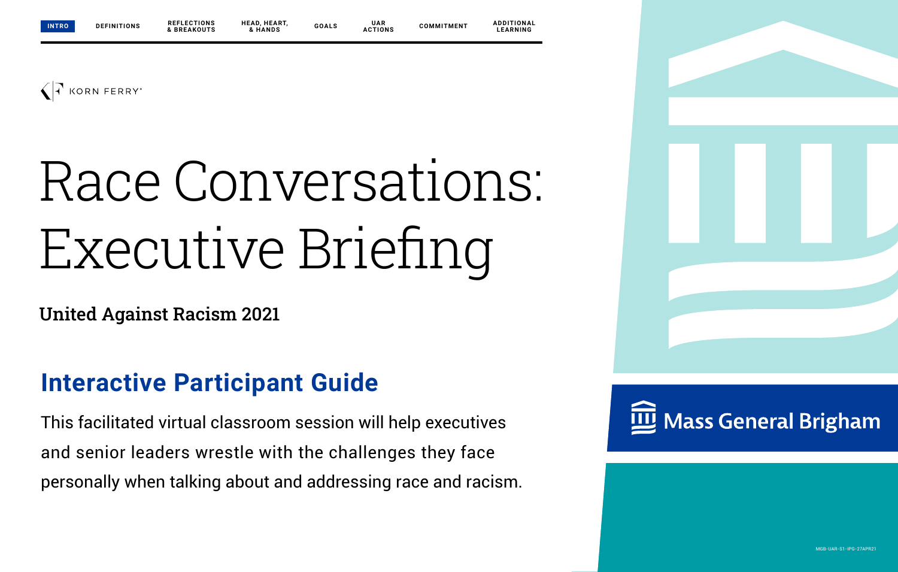INTRO | DEFINITIONS | REFLECTIONS & BREAKOUTS | HEAD, HEART, & HANDS | GOALS | UAR ACTIONS | COMMITMENT | ADDITIONAL LEARNING

KORN FERRY

# Race Conversations: Executive Briefing

**United Against Racism 2021**

## Interactive Participant Guide

This facilitated virtual classroom session will help executives and senior leaders wrestle with the challenges they face personally when talking about and addressing race and racism.

Mass General Brigham

MGB-UAR-S1-IPG-27APR21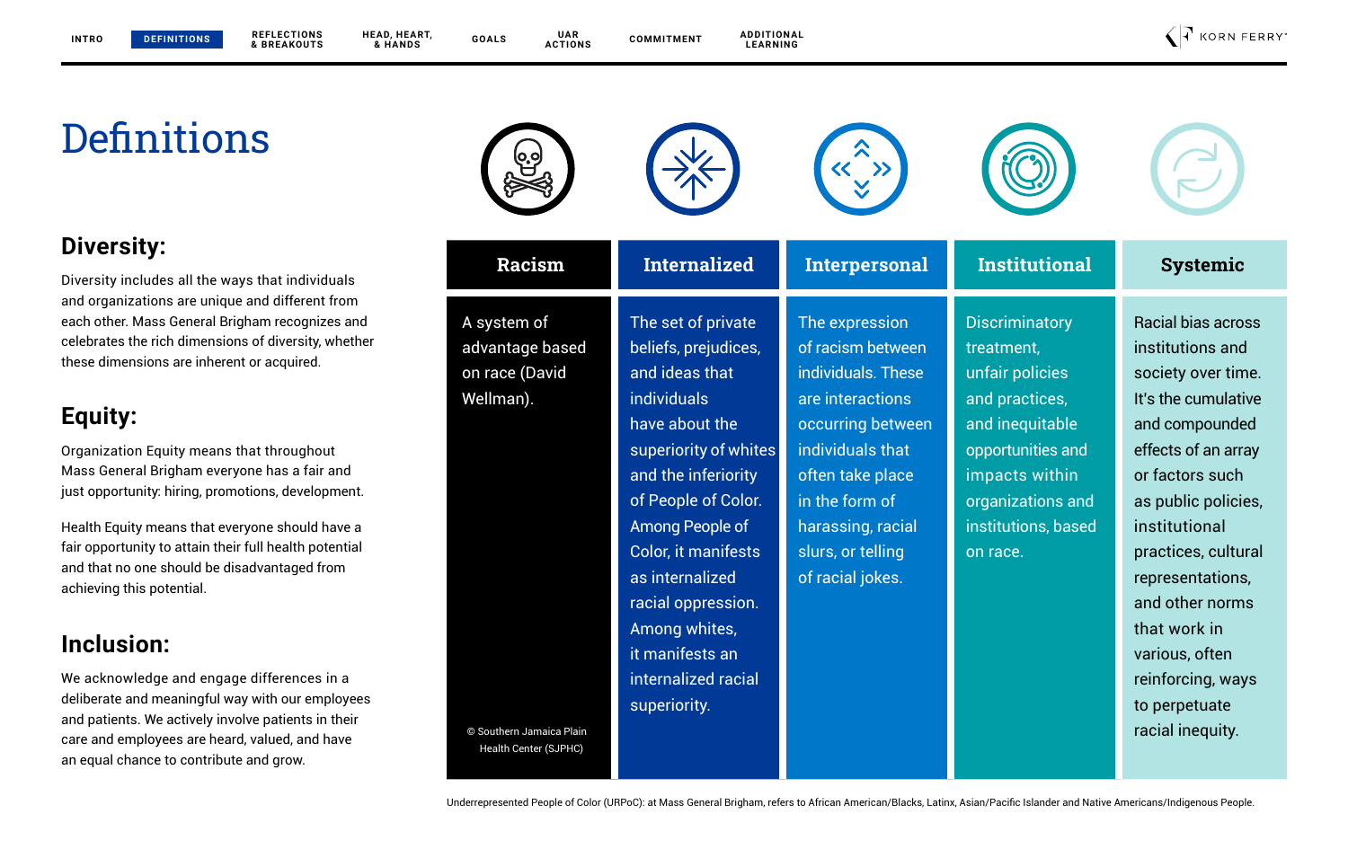# Definitions

## Diversity:

Diversity includes all the ways that individuals and organizations are unique and different from each other. Mass General Brigham recognizes and celebrates the rich dimensions of diversity, whether these dimensions are inherent or acquired.

## Equity:

Organization Equity means that throughout Mass General Brigham everyone has a fair and just opportunity: hiring, promotions, development.

Health Equity means that everyone should have a fair opportunity to attain their full health potential and that no one should be disadvantaged from achieving this potential.

## Inclusion:

We acknowledge and engage differences in a deliberate and meaningful way with our employees and patients. We actively involve patients in their care and employees are heard, valued, and have an equal chance to contribute and grow.

| Racism | Internalized | Interpersonal | Institutional | Systemic |
|---|---|---|---|---|
| A system of advantage based on race (David Wellman). © Southern Jamaica Plain Health Center (SJPHC) | The set of private beliefs, prejudices, and ideas that individuals have about the superiority of whites and the inferiority of People of Color. Among People of Color, it manifests as internalized racial oppression. Among whites, it manifests an internalized racial superiority. | The expression of racism between individuals. These are interactions occurring between individuals that often take place in the form of harassing, racial slurs, or telling of racial jokes. | Discriminatory treatment, unfair policies and practices, and inequitable opportunities and impacts within organizations and institutions, based on race. | Racial bias across institutions and society over time. It's the cumulative and compounded effects of an array or factors such as public policies, institutional practices, cultural representations, and other norms that work in various, often reinforcing, ways to perpetuate racial inequity. |

Underrepresented People of Color (URPoC): at Mass General Brigham, refers to African American/Blacks, Latinx, Asian/Pacific Islander and Native Americans/Indigenous People.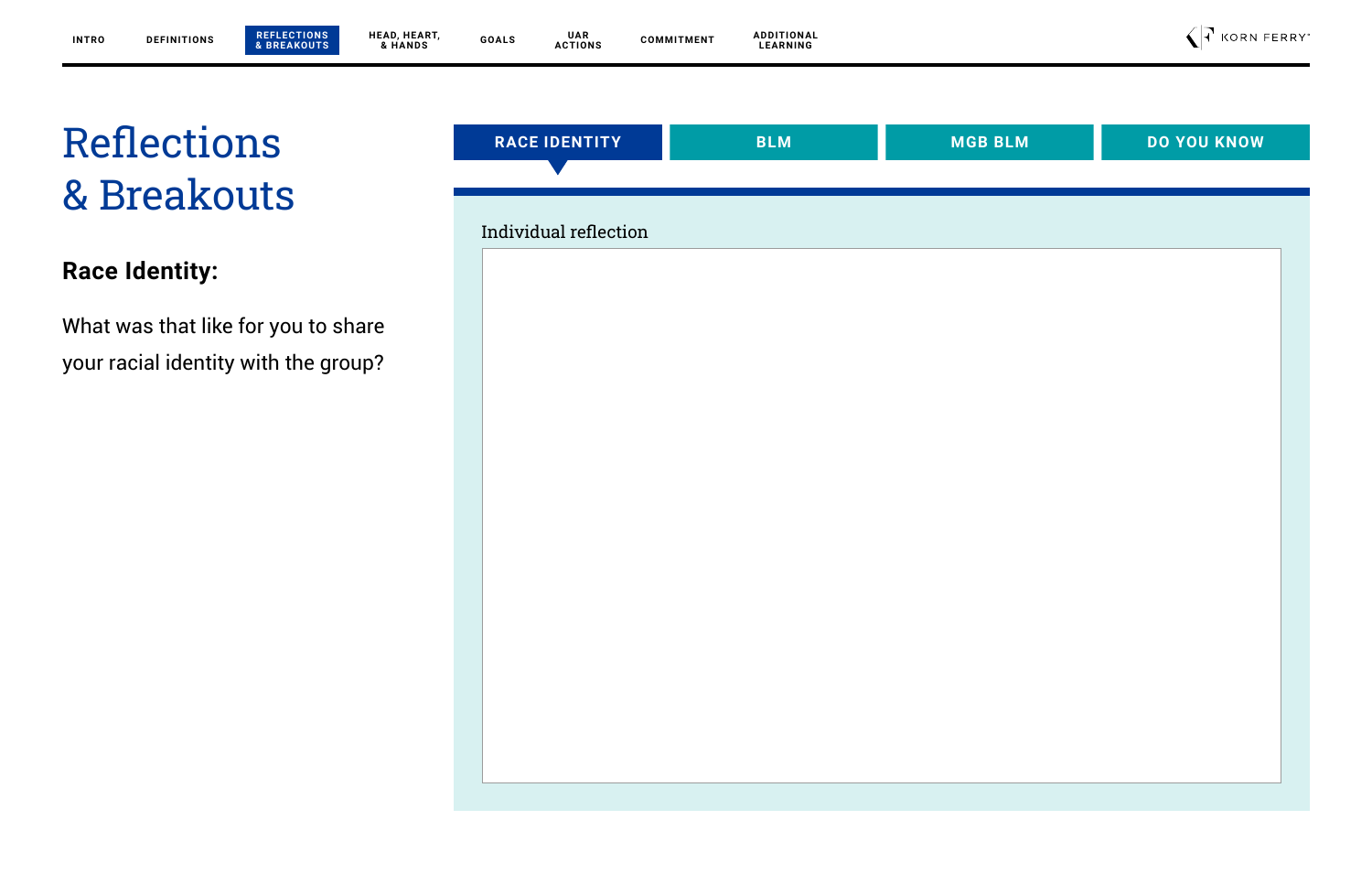# Reflections & Breakouts

**Race Identity:**

What was that like for you to share your racial identity with the group?

RACE IDENTITY | BLM | MGB BLM | DO YOU KNOW

Individual reflection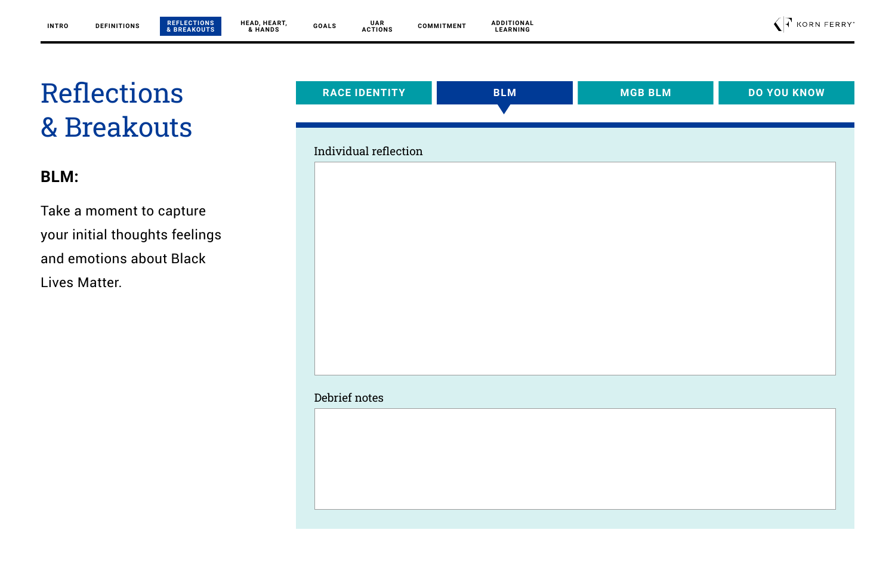# Reflections & Breakouts

RACE IDENTITY | BLM | MGB BLM | DO YOU KNOW

**BLM:**

Take a moment to capture your initial thoughts feelings and emotions about Black Lives Matter.

Individual reflection

Debrief notes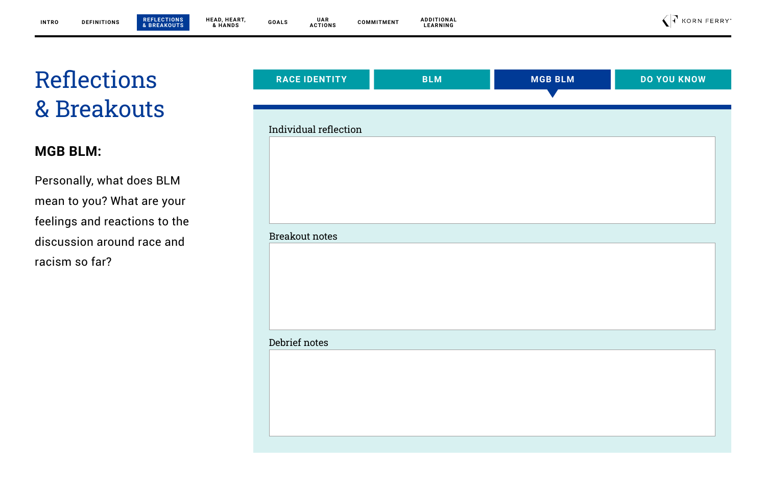# Reflections & Breakouts

**MGB BLM:**

Personally, what does BLM mean to you? What are your feelings and reactions to the discussion around race and racism so far?

RACE IDENTITY | BLM | MGB BLM | DO YOU KNOW

Individual reflection

Breakout notes

Debrief notes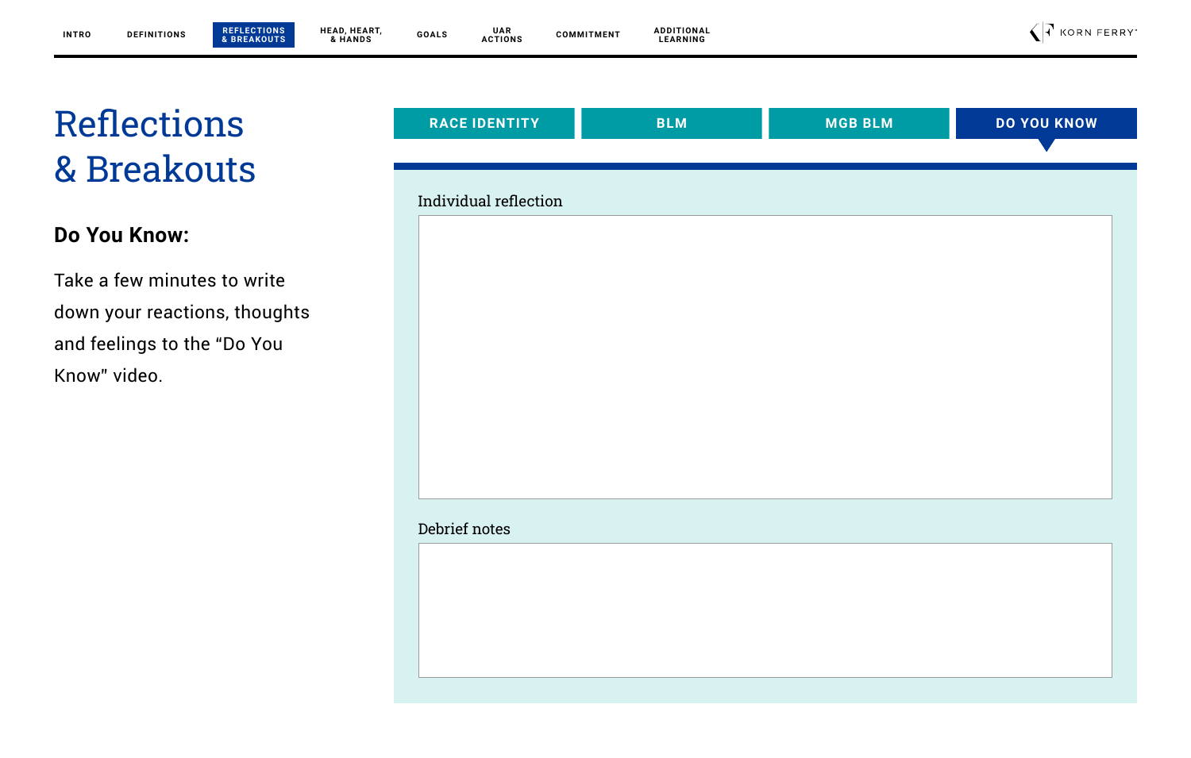# Reflections & Breakouts

RACE IDENTITY | BLM | MGB BLM | DO YOU KNOW

### Do You Know:

Take a few minutes to write down your reactions, thoughts and feelings to the “Do You Know" video.

Individual reflection

Debrief notes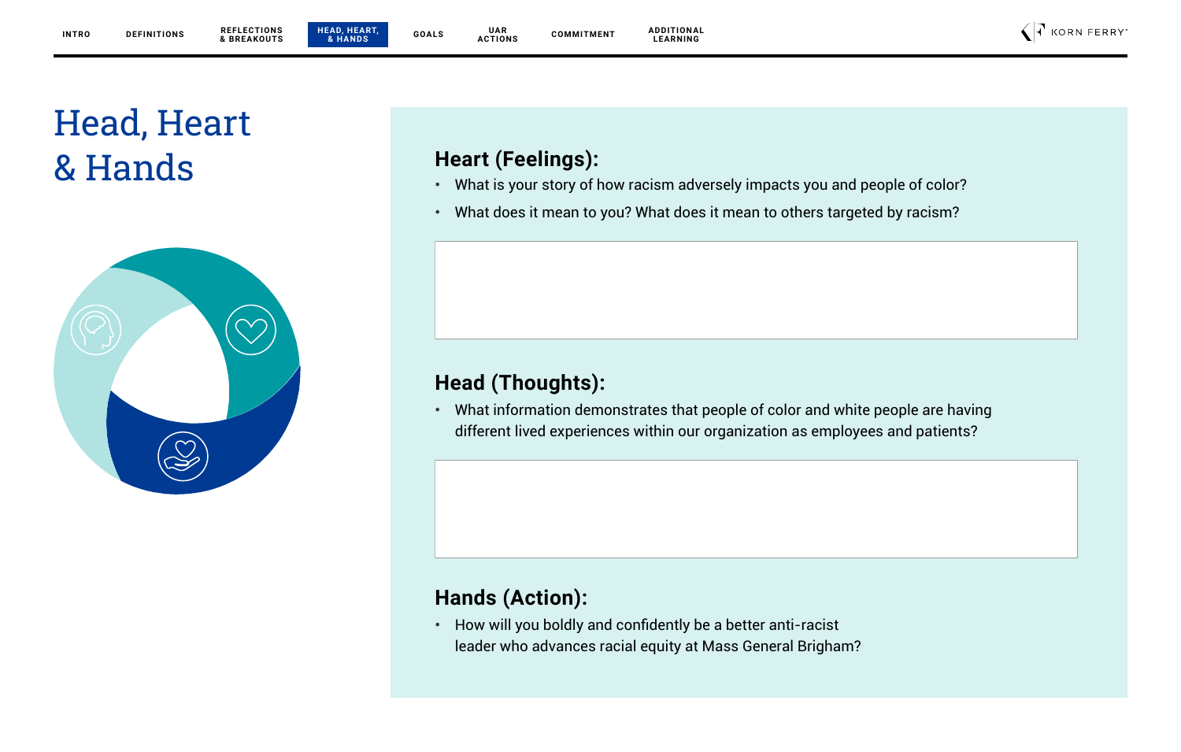# Head, Heart & Hands

## Heart (Feelings):

- What is your story of how racism adversely impacts you and people of color?
- What does it mean to you? What does it mean to others targeted by racism?

## Head (Thoughts):

- What information demonstrates that people of color and white people are having different lived experiences within our organization as employees and patients?

## Hands (Action):

- How will you boldly and confidently be a better anti-racist leader who advances racial equity at Mass General Brigham?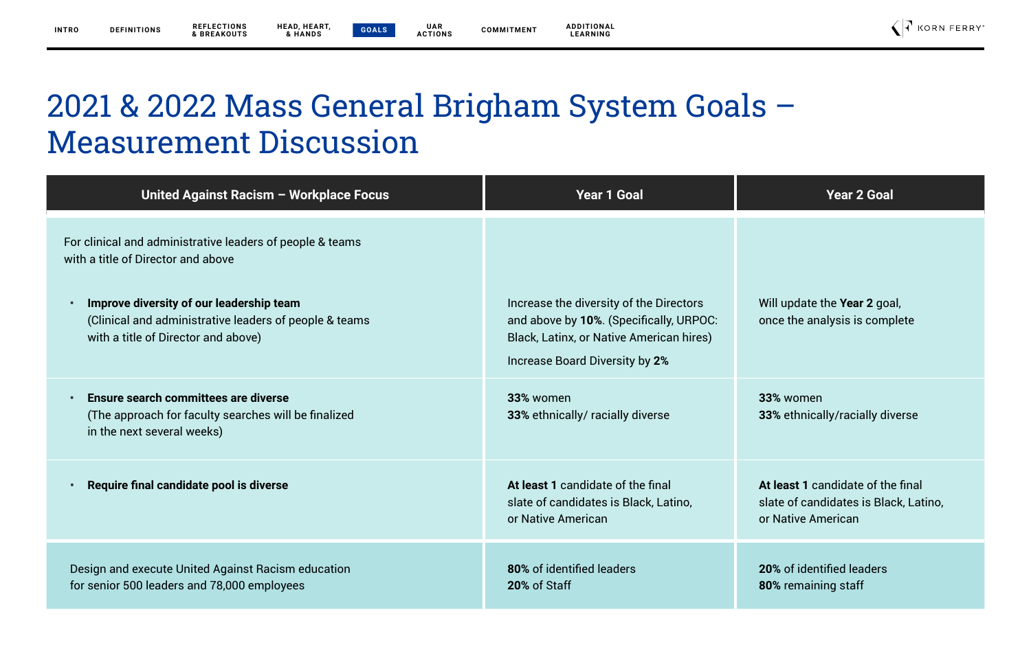# 2021 & 2022 Mass General Brigham System Goals – Measurement Discussion

| United Against Racism – Workplace Focus | Year 1 Goal | Year 2 Goal |
| --- | --- | --- |
| For clinical and administrative leaders of people & teams with a title of Director and above<br><br>• **Improve diversity of our leadership team** (Clinical and administrative leaders of people & teams with a title of Director and above) | Increase the diversity of the Directors and above by **10%**. (Specifically, URPOC: Black, Latinx, or Native American hires)<br><br>Increase Board Diversity by **2%** | Will update the **Year 2** goal, once the analysis is complete |
| • **Ensure search committees are diverse** (The approach for faculty searches will be finalized in the next several weeks) | **33%** women<br>**33%** ethnically/ racially diverse | **33%** women<br>**33%** ethnically/racially diverse |
| • **Require final candidate pool is diverse** | **At least 1** candidate of the final slate of candidates is Black, Latino, or Native American | **At least 1** candidate of the final slate of candidates is Black, Latino, or Native American |
| Design and execute United Against Racism education for senior 500 leaders and 78,000 employees | **80%** of identified leaders<br>**20%** of Staff | **20%** of identified leaders<br>**80%** remaining staff |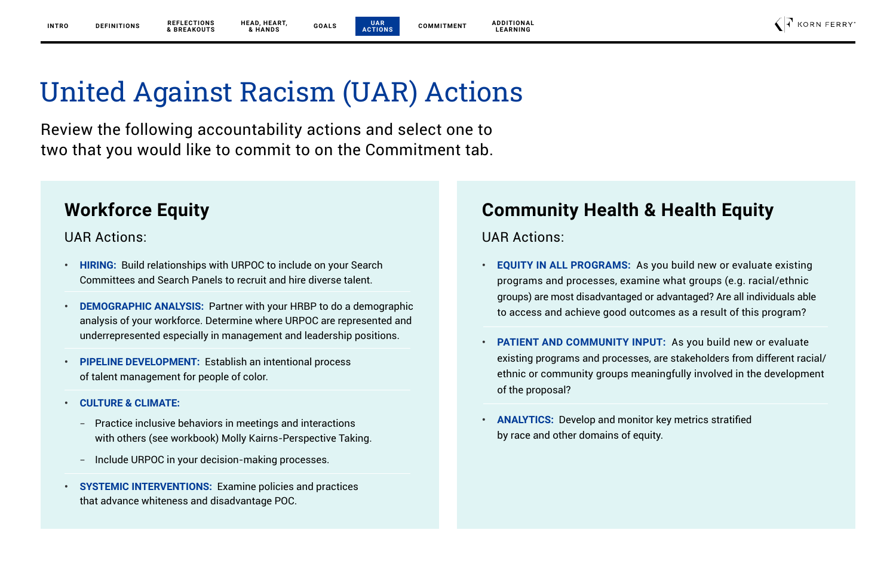# United Against Racism (UAR) Actions

Review the following accountability actions and select one to two that you would like to commit to on the Commitment tab.

## Workforce Equity

UAR Actions:

- **HIRING:** Build relationships with URPOC to include on your Search Committees and Search Panels to recruit and hire diverse talent.
- **DEMOGRAPHIC ANALYSIS:** Partner with your HRBP to do a demographic analysis of your workforce. Determine where URPOC are represented and underrepresented especially in management and leadership positions.
- **PIPELINE DEVELOPMENT:** Establish an intentional process of talent management for people of color.
- **CULTURE & CLIMATE:**
  - Practice inclusive behaviors in meetings and interactions with others (see workbook) Molly Kairns-Perspective Taking.
  - Include URPOC in your decision-making processes.
- **SYSTEMIC INTERVENTIONS:** Examine policies and practices that advance whiteness and disadvantage POC.

## Community Health & Health Equity

UAR Actions:

- **EQUITY IN ALL PROGRAMS:** As you build new or evaluate existing programs and processes, examine what groups (e.g. racial/ethnic groups) are most disadvantaged or advantaged? Are all individuals able to access and achieve good outcomes as a result of this program?
- **PATIENT AND COMMUNITY INPUT:** As you build new or evaluate existing programs and processes, are stakeholders from different racial/ethnic or community groups meaningfully involved in the development of the proposal?
- **ANALYTICS:** Develop and monitor key metrics stratified by race and other domains of equity.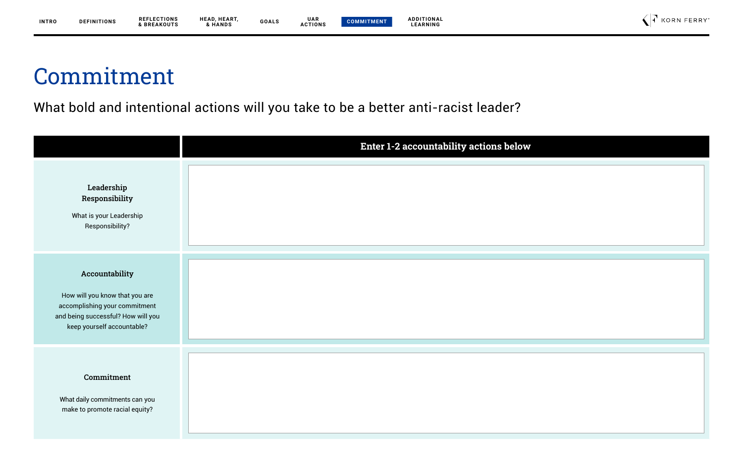# Commitment

What bold and intentional actions will you take to be a better anti-racist leader?

| | Enter 1-2 accountability actions below |
|---|---|
| **Leadership Responsibility**<br>What is your Leadership Responsibility? | |
| **Accountability**<br>How will you know that you are accomplishing your commitment and being successful? How will you keep yourself accountable? | |
| **Commitment**<br>What daily commitments can you make to promote racial equity? | |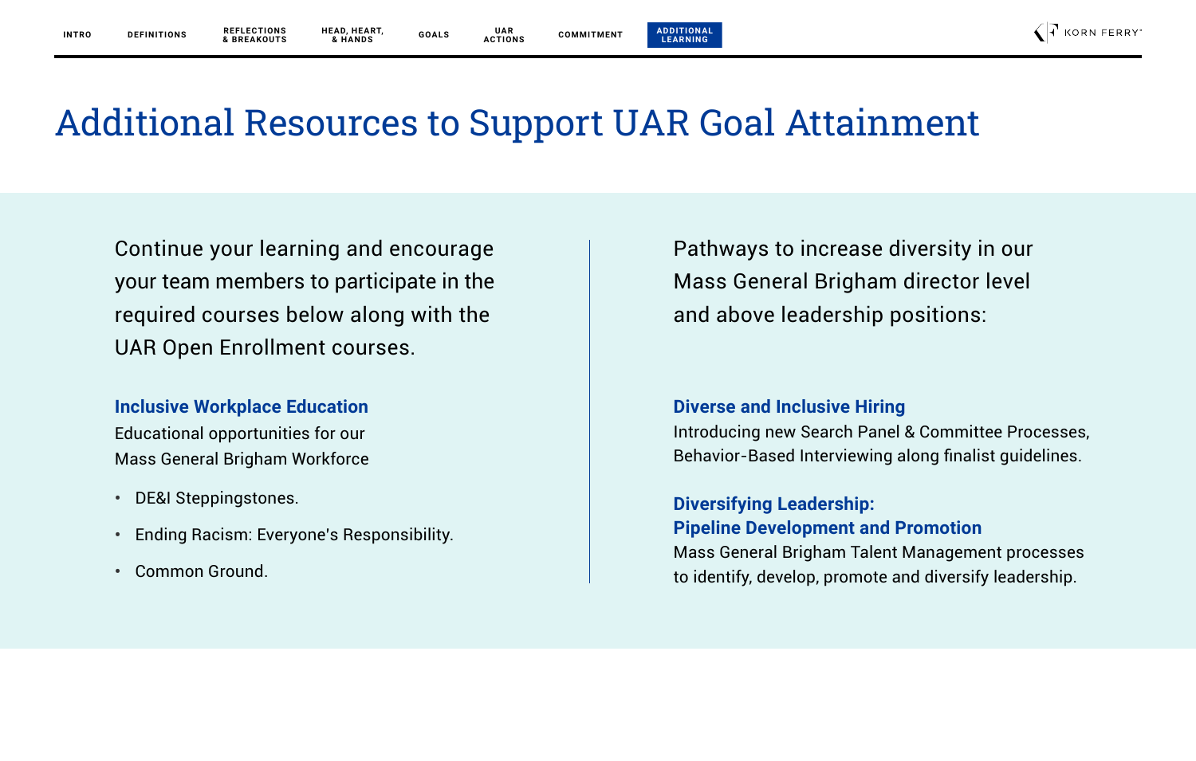# Additional Resources to Support UAR Goal Attainment

Continue your learning and encourage your team members to participate in the required courses below along with the UAR Open Enrollment courses.

**Inclusive Workplace Education**

Educational opportunities for our Mass General Brigham Workforce

- DE&I Steppingstones.
- Ending Racism: Everyone's Responsibility.
- Common Ground.

Pathways to increase diversity in our Mass General Brigham director level and above leadership positions:

**Diverse and Inclusive Hiring**

Introducing new Search Panel & Committee Processes, Behavior-Based Interviewing along finalist guidelines.

**Diversifying Leadership: Pipeline Development and Promotion**

Mass General Brigham Talent Management processes to identify, develop, promote and diversify leadership.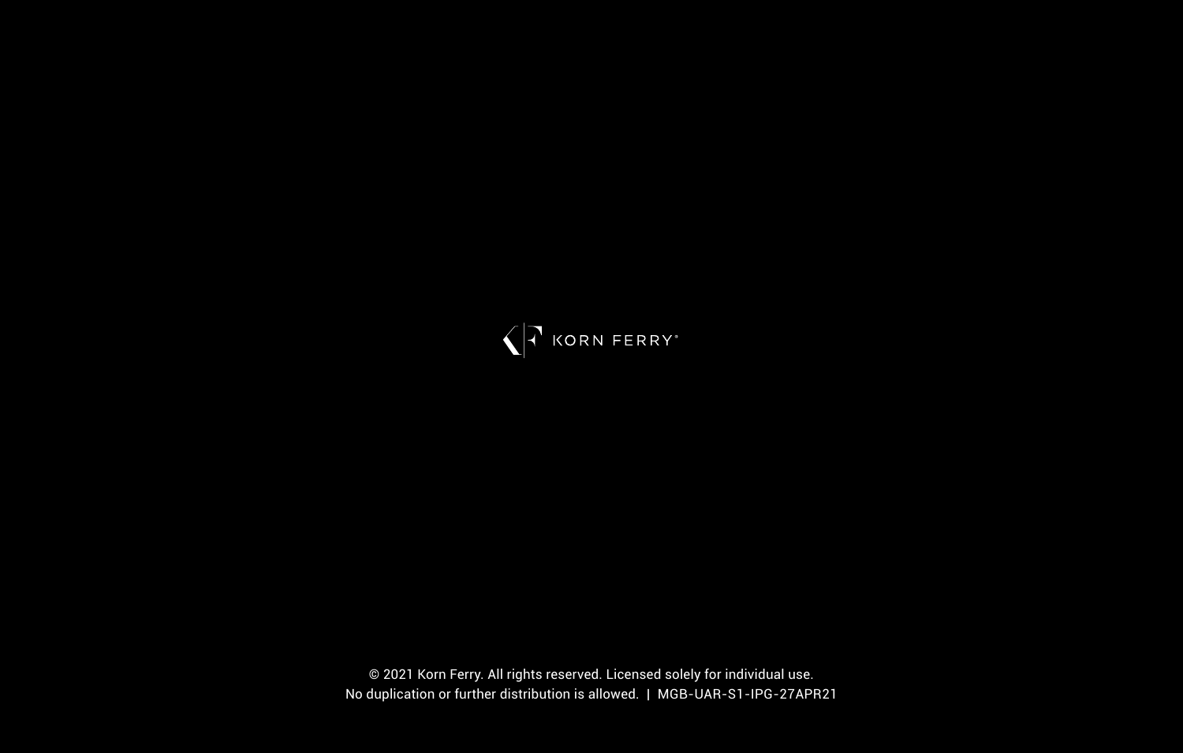KORN FERRY®

© 2021 Korn Ferry. All rights reserved. Licensed solely for individual use.
No duplication or further distribution is allowed. | MGB-UAR-S1-IPG-27APR21